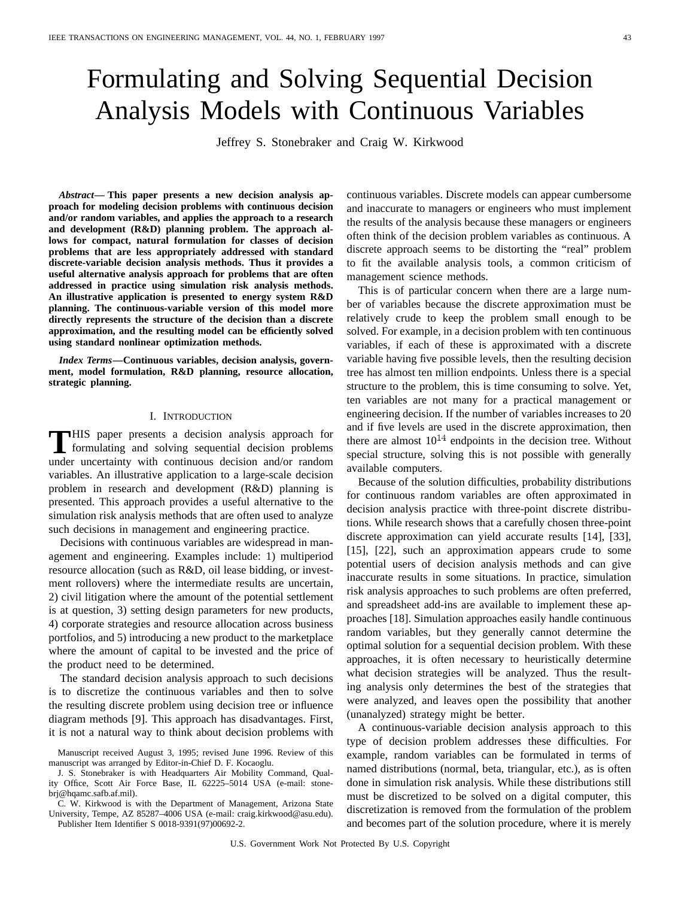# Formulating and Solving Sequential Decision Analysis Models with Continuous Variables

Jeffrey S. Stonebraker and Craig W. Kirkwood

***Abstract*— This paper presents a new decision analysis approach for modeling decision problems with continuous decision and/or random variables, and applies the approach to a research and development (R&D) planning problem. The approach allows for compact, natural formulation for classes of decision problems that are less appropriately addressed with standard discrete-variable decision analysis methods. Thus it provides a useful alternative analysis approach for problems that are often addressed in practice using simulation risk analysis methods. An illustrative application is presented to energy system R&D planning. The continuous-variable version of this model more directly represents the structure of the decision than a discrete approximation, and the resulting model can be efficiently solved using standard nonlinear optimization methods.**

***Index Terms*—Continuous variables, decision analysis, government, model formulation, R&D planning, resource allocation, strategic planning.**

## I. Introduction

THIS paper presents a decision analysis approach for formulating and solving sequential decision problems under uncertainty with continuous decision and/or random variables. An illustrative application to a large-scale decision problem in research and development (R&D) planning is presented. This approach provides a useful alternative to the simulation risk analysis methods that are often used to analyze such decisions in management and engineering practice.

Decisions with continuous variables are widespread in management and engineering. Examples include: 1) multiperiod resource allocation (such as R&D, oil lease bidding, or investment rollovers) where the intermediate results are uncertain, 2) civil litigation where the amount of the potential settlement is at question, 3) setting design parameters for new products, 4) corporate strategies and resource allocation across business portfolios, and 5) introducing a new product to the marketplace where the amount of capital to be invested and the price of the product need to be determined.

The standard decision analysis approach to such decisions is to discretize the continuous variables and then to solve the resulting discrete problem using decision tree or influence diagram methods [9]. This approach has disadvantages. First, it is not a natural way to think about decision problems with continuous variables. Discrete models can appear cumbersome and inaccurate to managers or engineers who must implement the results of the analysis because these managers or engineers often think of the decision problem variables as continuous. A discrete approach seems to be distorting the "real" problem to fit the available analysis tools, a common criticism of management science methods.

This is of particular concern when there are a large number of variables because the discrete approximation must be relatively crude to keep the problem small enough to be solved. For example, in a decision problem with ten continuous variables, if each of these is approximated with a discrete variable having five possible levels, then the resulting decision tree has almost ten million endpoints. Unless there is a special structure to the problem, this is time consuming to solve. Yet, ten variables are not many for a practical management or engineering decision. If the number of variables increases to 20 and if five levels are used in the discrete approximation, then there are almost $10^{14}$ endpoints in the decision tree. Without special structure, solving this is not possible with generally available computers.

Because of the solution difficulties, probability distributions for continuous random variables are often approximated in decision analysis practice with three-point discrete distributions. While research shows that a carefully chosen three-point discrete approximation can yield accurate results [14], [33], [15], [22], such an approximation appears crude to some potential users of decision analysis methods and can give inaccurate results in some situations. In practice, simulation risk analysis approaches to such problems are often preferred, and spreadsheet add-ins are available to implement these approaches [18]. Simulation approaches easily handle continuous random variables, but they generally cannot determine the optimal solution for a sequential decision problem. With these approaches, it is often necessary to heuristically determine what decision strategies will be analyzed. Thus the resulting analysis only determines the best of the strategies that were analyzed, and leaves open the possibility that another (unanalyzed) strategy might be better.

A continuous-variable decision analysis approach to this type of decision problem addresses these difficulties. For example, random variables can be formulated in terms of named distributions (normal, beta, triangular, etc.), as is often done in simulation risk analysis. While these distributions still must be discretized to be solved on a digital computer, this discretization is removed from the formulation of the problem and becomes part of the solution procedure, where it is merely

Manuscript received August 3, 1995; revised June 1996. Review of this manuscript was arranged by Editor-in-Chief D. F. Kocaoglu.

J. S. Stonebraker is with Headquarters Air Mobility Command, Quality Office, Scott Air Force Base, IL 62225–5014 USA (e-mail: stonebrj@hqamc.safb.af.mil).

C. W. Kirkwood is with the Department of Management, Arizona State University, Tempe, AZ 85287–4006 USA (e-mail: craig.kirkwood@asu.edu).

Publisher Item Identifier S 0018-9391(97)00692-2.

U.S. Government Work Not Protected By U.S. Copyright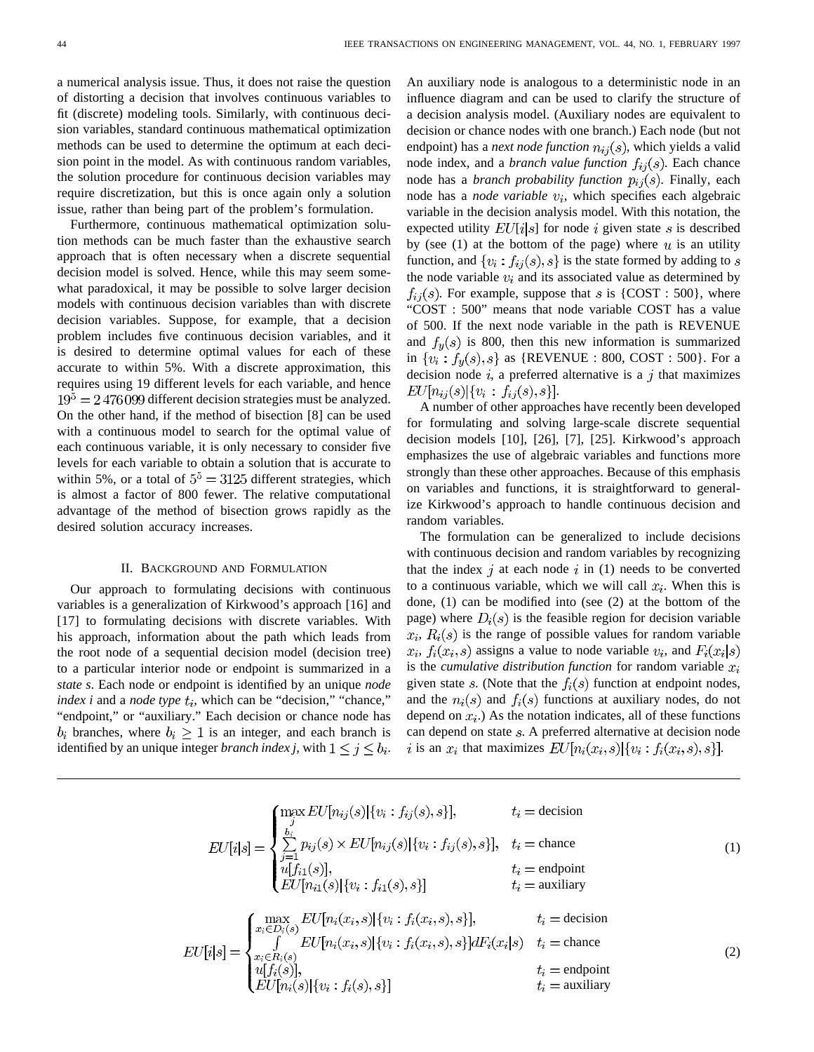a numerical analysis issue. Thus, it does not raise the question of distorting a decision that involves continuous variables to fit (discrete) modeling tools. Similarly, with continuous decision variables, standard continuous mathematical optimization methods can be used to determine the optimum at each decision point in the model. As with continuous random variables, the solution procedure for continuous decision variables may require discretization, but this is once again only a solution issue, rather than being part of the problem's formulation.

Furthermore, continuous mathematical optimization solution methods can be much faster than the exhaustive search approach that is often necessary when a discrete sequential decision model is solved. Hence, while this may seem somewhat paradoxical, it may be possible to solve larger decision models with continuous decision variables than with discrete decision variables. Suppose, for example, that a decision problem includes five continuous decision variables, and it is desired to determine optimal values for each of these accurate to within 5%. With a discrete approximation, this requires using 19 different levels for each variable, and hence $19^5 = 2\,476\,099$ different decision strategies must be analyzed. On the other hand, if the method of bisection [8] can be used with a continuous model to search for the optimal value of each continuous variable, it is only necessary to consider five levels for each variable to obtain a solution that is accurate to within 5%, or a total of $5^5 = 3125$ different strategies, which is almost a factor of 800 fewer. The relative computational advantage of the method of bisection grows rapidly as the desired solution accuracy increases.

## II. Background and Formulation

Our approach to formulating decisions with continuous variables is a generalization of Kirkwood's approach [16] and [17] to formulating decisions with discrete variables. With his approach, information about the path which leads from the root node of a sequential decision model (decision tree) to a particular interior node or endpoint is summarized in a *state s*. Each node or endpoint is identified by an unique *node index i* and a *node type* $t_i$, which can be "decision," "chance," "endpoint," or "auxiliary." Each decision or chance node has $b_i$ branches, where $b_i \geq 1$ is an integer, and each branch is identified by an unique integer *branch index j*, with $1 \leq j \leq b_i$. An auxiliary node is analogous to a deterministic node in an influence diagram and can be used to clarify the structure of a decision analysis model. (Auxiliary nodes are equivalent to decision or chance nodes with one branch.) Each node (but not endpoint) has a *next node function* $n_{ij}(s)$, which yields a valid node index, and a *branch value function* $f_{ij}(s)$. Each chance node has a *branch probability function* $p_{ij}(s)$. Finally, each node has a *node variable* $v_i$, which specifies each algebraic variable in the decision analysis model. With this notation, the expected utility $EU[i|s]$ for node $i$ given state $s$ is described by (see (1) at the bottom of the page) where $u$ is an utility function, and $\{v_i : f_{ij}(s), s\}$ is the state formed by adding to $s$ the node variable $v_i$ and its associated value as determined by $f_{ij}(s)$. For example, suppose that $s$ is {COST : 500}, where "COST : 500" means that node variable COST has a value of 500. If the next node variable in the path is REVENUE and $f_y(s)$ is 800, then this new information is summarized in $\{v_i : f_y(s), s\}$ as {REVENUE : 800, COST : 500}. For a decision node $i$, a preferred alternative is a $j$ that maximizes $EU[n_{ij}(s)|\{v_i : f_{ij}(s), s\}]$.

A number of other approaches have recently been developed for formulating and solving large-scale discrete sequential decision models [10], [26], [7], [25]. Kirkwood's approach emphasizes the use of algebraic variables and functions more strongly than these other approaches. Because of this emphasis on variables and functions, it is straightforward to generalize Kirkwood's approach to handle continuous decision and random variables.

The formulation can be generalized to include decisions with continuous decision and random variables by recognizing that the index $j$ at each node $i$ in (1) needs to be converted to a continuous variable, which we will call $x_i$. When this is done, (1) can be modified into (see (2) at the bottom of the page) where $D_i(s)$ is the feasible region for decision variable $x_i$, $R_i(s)$ is the range of possible values for random variable $x_i$, $f_i(x_i, s)$ assigns a value to node variable $v_i$, and $F_i(x_i|s)$ is the *cumulative distribution function* for random variable $x_i$ given state $s$. (Note that the $f_i(s)$ function at endpoint nodes, and the $n_i(s)$ and $f_i(s)$ functions at auxiliary nodes, do not depend on $x_i$.) As the notation indicates, all of these functions can depend on state $s$. A preferred alternative at decision node $i$ is an $x_i$ that maximizes $EU[n_i(x_i, s)|\{v_i : f_i(x_i, s), s\}]$.

$$
EU[i|s] = \begin{cases} \max\limits_{j} EU[n_{ij}(s)|\{v_i : f_{ij}(s), s\}], & t_i = \text{decision} \\ \sum\limits_{j=1}^{b_i} p_{ij}(s) \times EU[n_{ij}(s)|\{v_i : f_{ij}(s), s\}], & t_i = \text{chance} \\ u[f_{i1}(s)], & t_i = \text{endpoint} \\ EU[n_{i1}(s)|\{v_i : f_{i1}(s), s\}] & t_i = \text{auxiliary} \end{cases} \tag{1}
$$

$$
EU[i|s] = \begin{cases} \max\limits_{x_i \in D_i(s)} EU[n_i(x_i, s)|\{v_i : f_i(x_i, s), s\}], & t_i = \text{decision} \\ \int\limits_{x_i \in R_i(s)} EU[n_i(x_i, s)|\{v_i : f_i(x_i, s), s\}] dF_i(x_i|s) & t_i = \text{chance} \\ u[f_i(s)], & t_i = \text{endpoint} \\ EU[n_i(s)|\{v_i : f_i(s), s\}] & t_i = \text{auxiliary} \end{cases} \tag{2}
$$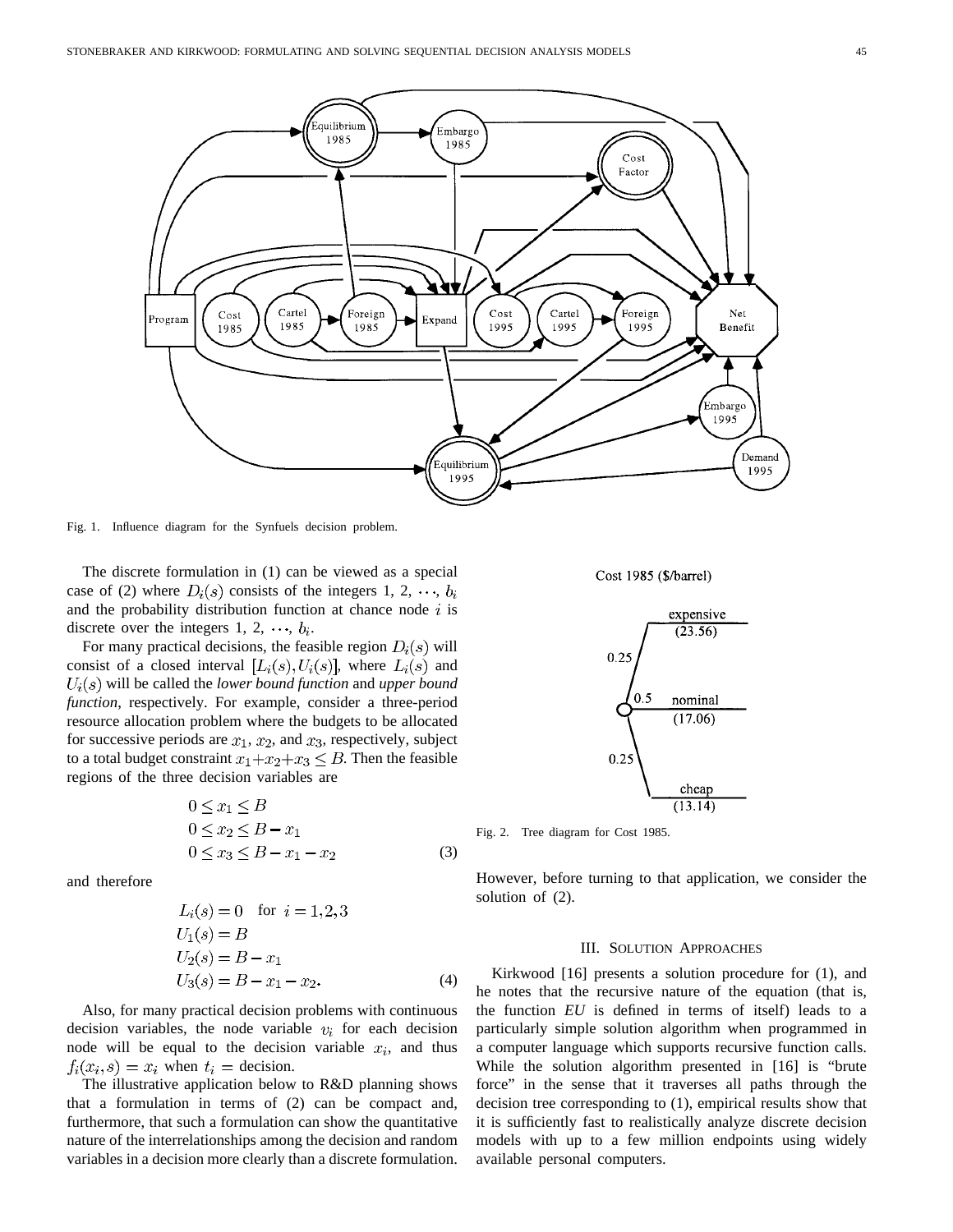Fig. 1. Influence diagram for the Synfuels decision problem.

The discrete formulation in (1) can be viewed as a special case of (2) where $D_i(s)$ consists of the integers 1, 2, $\cdots$, $b_i$ and the probability distribution function at chance node $i$ is discrete over the integers 1, 2, $\cdots$, $b_i$.

For many practical decisions, the feasible region $D_i(s)$ will consist of a closed interval $[L_i(s), U_i(s)]$, where $L_i(s)$ and $U_i(s)$ will be called the *lower bound function* and *upper bound function*, respectively. For example, consider a three-period resource allocation problem where the budgets to be allocated for successive periods are $x_1$, $x_2$, and $x_3$, respectively, subject to a total budget constraint $x_1+x_2+x_3 \leq B$. Then the feasible regions of the three decision variables are

$$
\begin{aligned}
&0 \leq x_1 \leq B \\
&0 \leq x_2 \leq B - x_1 \\
&0 \leq x_3 \leq B - x_1 - x_2
\end{aligned}
\tag{3}
$$

and therefore

$$
\begin{aligned}
L_i(s) &= 0 \quad \text{for } i = 1,2,3 \\
U_1(s) &= B \\
U_2(s) &= B - x_1 \\
U_3(s) &= B - x_1 - x_2.
\end{aligned}
\tag{4}
$$

Also, for many practical decision problems with continuous decision variables, the node variable $v_i$ for each decision node will be equal to the decision variable $x_i$, and thus $f_i(x_i, s) = x_i$ when $t_i$ = decision.

The illustrative application below to R&D planning shows that a formulation in terms of (2) can be compact and, furthermore, that such a formulation can show the quantitative nature of the interrelationships among the decision and random variables in a decision more clearly than a discrete formulation.

Fig. 2. Tree diagram for Cost 1985.

However, before turning to that application, we consider the solution of (2).

## III. Solution Approaches

Kirkwood [16] presents a solution procedure for (1), and he notes that the recursive nature of the equation (that is, the function *EU* is defined in terms of itself) leads to a particularly simple solution algorithm when programmed in a computer language which supports recursive function calls. While the solution algorithm presented in [16] is "brute force" in the sense that it traverses all paths through the decision tree corresponding to (1), empirical results show that it is sufficiently fast to realistically analyze discrete decision models with up to a few million endpoints using widely available personal computers.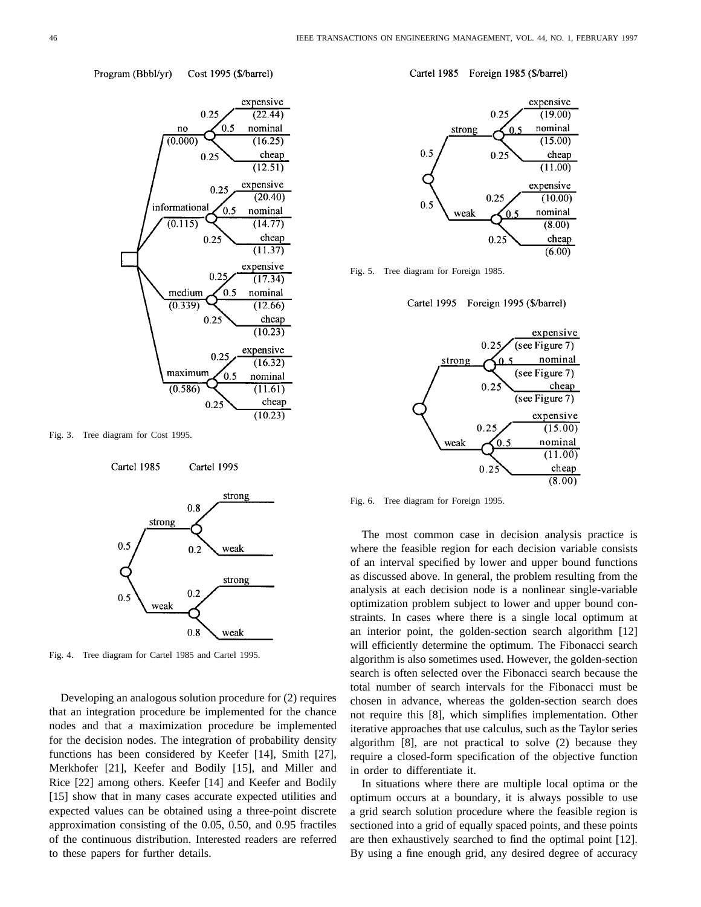Fig. 3. Tree diagram for Cost 1995.

Fig. 4. Tree diagram for Cartel 1985 and Cartel 1995.

Developing an analogous solution procedure for (2) requires that an integration procedure be implemented for the chance nodes and that a maximization procedure be implemented for the decision nodes. The integration of probability density functions has been considered by Keefer [14], Smith [27], Merkhofer [21], Keefer and Bodily [15], and Miller and Rice [22] among others. Keefer [14] and Keefer and Bodily [15] show that in many cases accurate expected utilities and expected values can be obtained using a three-point discrete approximation consisting of the 0.05, 0.50, and 0.95 fractiles of the continuous distribution. Interested readers are referred to these papers for further details.

Fig. 5. Tree diagram for Foreign 1985.

Fig. 6. Tree diagram for Foreign 1995.

The most common case in decision analysis practice is where the feasible region for each decision variable consists of an interval specified by lower and upper bound functions as discussed above. In general, the problem resulting from the analysis at each decision node is a nonlinear single-variable optimization problem subject to lower and upper bound constraints. In cases where there is a single local optimum at an interior point, the golden-section search algorithm [12] will efficiently determine the optimum. The Fibonacci search algorithm is also sometimes used. However, the golden-section search is often selected over the Fibonacci search because the total number of search intervals for the Fibonacci must be chosen in advance, whereas the golden-section search does not require this [8], which simplifies implementation. Other iterative approaches that use calculus, such as the Taylor series algorithm [8], are not practical to solve (2) because they require a closed-form specification of the objective function in order to differentiate it.

In situations where there are multiple local optima or the optimum occurs at a boundary, it is always possible to use a grid search solution procedure where the feasible region is sectioned into a grid of equally spaced points, and these points are then exhaustively searched to find the optimal point [12]. By using a fine enough grid, any desired degree of accuracy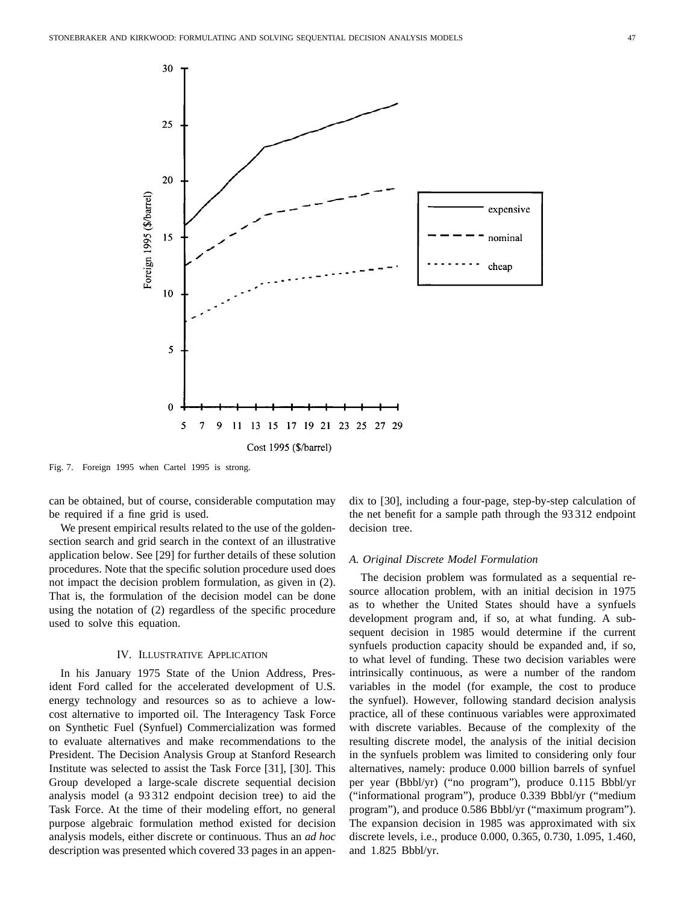Fig. 7. Foreign 1995 when Cartel 1995 is strong.

can be obtained, but of course, considerable computation may be required if a fine grid is used.

We present empirical results related to the use of the golden-section search and grid search in the context of an illustrative application below. See [29] for further details of these solution procedures. Note that the specific solution procedure used does not impact the decision problem formulation, as given in (2). That is, the formulation of the decision model can be done using the notation of (2) regardless of the specific procedure used to solve this equation.

## IV. Illustrative Application

In his January 1975 State of the Union Address, President Ford called for the accelerated development of U.S. energy technology and resources so as to achieve a low-cost alternative to imported oil. The Interagency Task Force on Synthetic Fuel (Synfuel) Commercialization was formed to evaluate alternatives and make recommendations to the President. The Decision Analysis Group at Stanford Research Institute was selected to assist the Task Force [31], [30]. This Group developed a large-scale discrete sequential decision analysis model (a 93 312 endpoint decision tree) to aid the Task Force. At the time of their modeling effort, no general purpose algebraic formulation method existed for decision analysis models, either discrete or continuous. Thus an *ad hoc* description was presented which covered 33 pages in an appendix to [30], including a four-page, step-by-step calculation of the net benefit for a sample path through the 93 312 endpoint decision tree.

### A. Original Discrete Model Formulation

The decision problem was formulated as a sequential resource allocation problem, with an initial decision in 1975 as to whether the United States should have a synfuels development program and, if so, at what funding. A subsequent decision in 1985 would determine if the current synfuels production capacity should be expanded and, if so, to what level of funding. These two decision variables were intrinsically continuous, as were a number of the random variables in the model (for example, the cost to produce the synfuel). However, following standard decision analysis practice, all of these continuous variables were approximated with discrete variables. Because of the complexity of the resulting discrete model, the analysis of the initial decision in the synfuels problem was limited to considering only four alternatives, namely: produce 0.000 billion barrels of synfuel per year (Bbbl/yr) ("no program"), produce 0.115 Bbbl/yr ("informational program"), produce 0.339 Bbbl/yr ("medium program"), and produce 0.586 Bbbl/yr ("maximum program"). The expansion decision in 1985 was approximated with six discrete levels, i.e., produce 0.000, 0.365, 0.730, 1.095, 1.460, and 1.825 Bbbl/yr.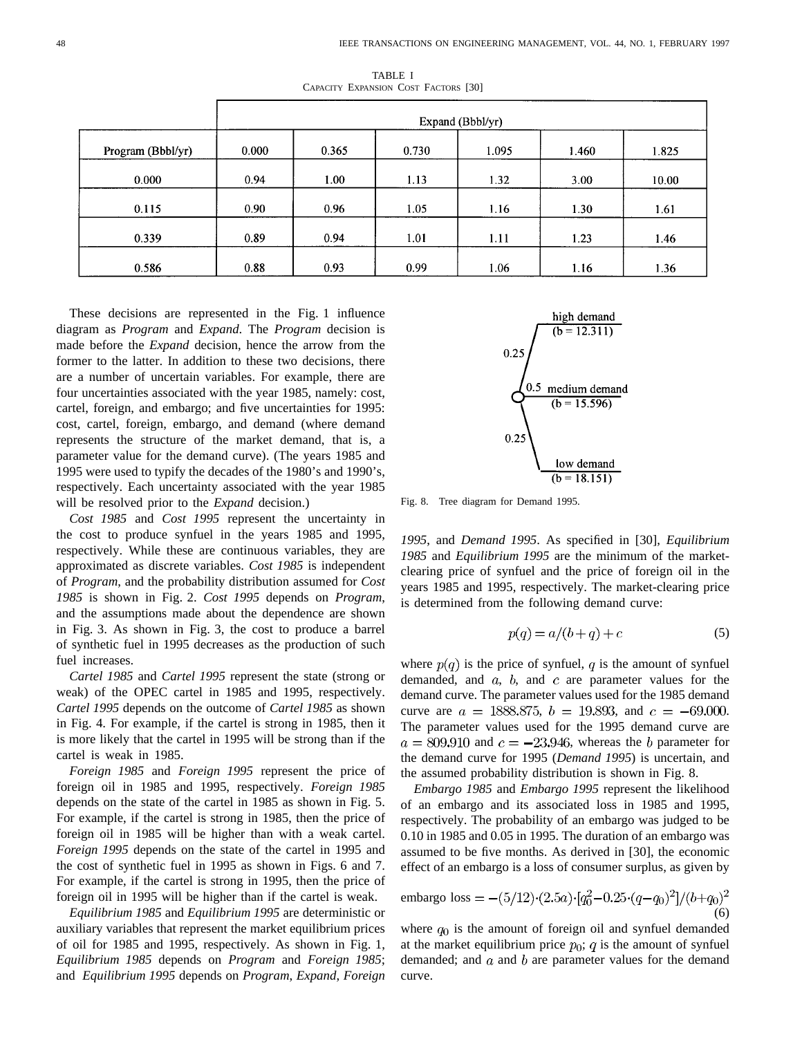TABLE I
CAPACITY EXPANSION COST FACTORS [30]

| | Expand (Bbbl/yr) | | | | | |
|---|---|---|---|---|---|---|
| Program (Bbbl/yr) | 0.000 | 0.365 | 0.730 | 1.095 | 1.460 | 1.825 |
| 0.000 | 0.94 | 1.00 | 1.13 | 1.32 | 3.00 | 10.00 |
| 0.115 | 0.90 | 0.96 | 1.05 | 1.16 | 1.30 | 1.61 |
| 0.339 | 0.89 | 0.94 | 1.01 | 1.11 | 1.23 | 1.46 |
| 0.586 | 0.88 | 0.93 | 0.99 | 1.06 | 1.16 | 1.36 |

These decisions are represented in the Fig. 1 influence diagram as *Program* and *Expand*. The *Program* decision is made before the *Expand* decision, hence the arrow from the former to the latter. In addition to these two decisions, there are a number of uncertain variables. For example, there are four uncertainties associated with the year 1985, namely: cost, cartel, foreign, and embargo; and five uncertainties for 1995: cost, cartel, foreign, embargo, and demand (where demand represents the structure of the market demand, that is, a parameter value for the demand curve). (The years 1985 and 1995 were used to typify the decades of the 1980's and 1990's, respectively. Each uncertainty associated with the year 1985 will be resolved prior to the *Expand* decision.)

*Cost 1985* and *Cost 1995* represent the uncertainty in the cost to produce synfuel in the years 1985 and 1995, respectively. While these are continuous variables, they are approximated as discrete variables. *Cost 1985* is independent of *Program*, and the probability distribution assumed for *Cost 1985* is shown in Fig. 2. *Cost 1995* depends on *Program*, and the assumptions made about the dependence are shown in Fig. 3. As shown in Fig. 3, the cost to produce a barrel of synthetic fuel in 1995 decreases as the production of such fuel increases.

*Cartel 1985* and *Cartel 1995* represent the state (strong or weak) of the OPEC cartel in 1985 and 1995, respectively. *Cartel 1995* depends on the outcome of *Cartel 1985* as shown in Fig. 4. For example, if the cartel is strong in 1985, then it is more likely that the cartel in 1995 will be strong than if the cartel is weak in 1985.

*Foreign 1985* and *Foreign 1995* represent the price of foreign oil in 1985 and 1995, respectively. *Foreign 1985* depends on the state of the cartel in 1985 as shown in Fig. 5. For example, if the cartel is strong in 1985, then the price of foreign oil in 1985 will be higher than with a weak cartel. *Foreign 1995* depends on the state of the cartel in 1995 and the cost of synthetic fuel in 1995 as shown in Figs. 6 and 7. For example, if the cartel is strong in 1995, then the price of foreign oil in 1995 will be higher than if the cartel is weak.

*Equilibrium 1985* and *Equilibrium 1995* are deterministic or auxiliary variables that represent the market equilibrium prices of oil for 1985 and 1995, respectively. As shown in Fig. 1, *Equilibrium 1985* depends on *Program* and *Foreign 1985*; and *Equilibrium 1995* depends on *Program, Expand, Foreign 1995*, and *Demand 1995*. As specified in [30], *Equilibrium 1985* and *Equilibrium 1995* are the minimum of the market-clearing price of synfuel and the price of foreign oil in the years 1985 and 1995, respectively. The market-clearing price is determined from the following demand curve:

high demand (b = 12.311) — 0.25
medium demand (b = 15.596) — 0.5
low demand (b = 18.151) — 0.25

Fig. 8. Tree diagram for Demand 1995.

$$p(q) = a/(b+q) + c \tag{5}$$

where $p(q)$ is the price of synfuel, $q$ is the amount of synfuel demanded, and $a$, $b$, and $c$ are parameter values for the demand curve. The parameter values used for the 1985 demand curve are $a = 1888.875$, $b = 19.893$, and $c = -69.000$. The parameter values used for the 1995 demand curve are $a = 809.910$ and $c = -23.946$, whereas the $b$ parameter for the demand curve for 1995 (*Demand 1995*) is uncertain, and the assumed probability distribution is shown in Fig. 8.

*Embargo 1985* and *Embargo 1995* represent the likelihood of an embargo and its associated loss in 1985 and 1995, respectively. The probability of an embargo was judged to be 0.10 in 1985 and 0.05 in 1995. The duration of an embargo was assumed to be five months. As derived in [30], the economic effect of an embargo is a loss of consumer surplus, as given by

$$\text{embargo loss} = -(5/12)\cdot(2.5a)\cdot[q_0^2 - 0.25\cdot(q-q_0)^2]/(b+q_0)^2 \tag{6}$$

where $q_0$ is the amount of foreign oil and synfuel demanded at the market equilibrium price $p_0$; $q$ is the amount of synfuel demanded; and $a$ and $b$ are parameter values for the demand curve.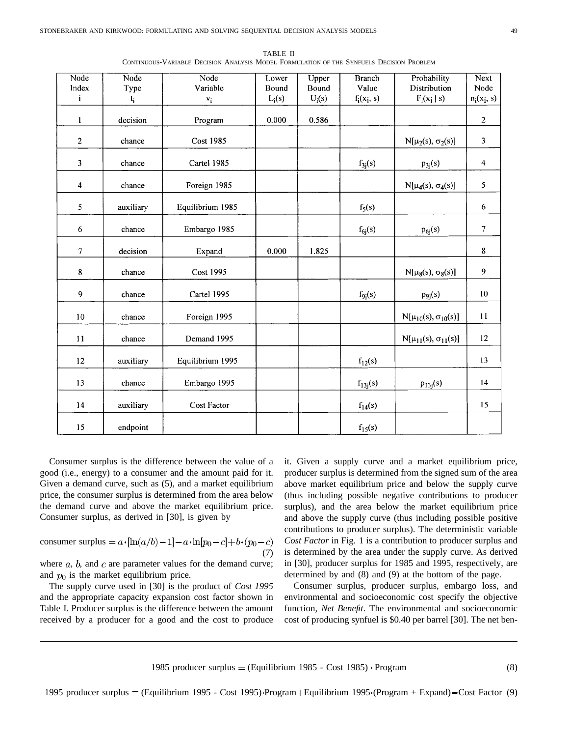TABLE II

CONTINUOUS-VARIABLE DECISION ANALYSIS MODEL FORMULATION OF THE SYNFUELS DECISION PROBLEM

| Node Index $i$ | Node Type $t_i$ | Node Variable $v_i$ | Lower Bound $L_i(s)$ | Upper Bound $U_i(s)$ | Branch Value $f_i(x_i, s)$ | Probability Distribution $F_i(x_i \mid s)$ | Next Node $n_i(x_i, s)$ |
|---|---|---|---|---|---|---|---|
| 1 | decision | Program | 0.000 | 0.586 | | | 2 |
| 2 | chance | Cost 1985 | | | | $N[\mu_2(s), \sigma_2(s)]$ | 3 |
| 3 | chance | Cartel 1985 | | | $f_{3j}(s)$ | $p_{3j}(s)$ | 4 |
| 4 | chance | Foreign 1985 | | | | $N[\mu_4(s), \sigma_4(s)]$ | 5 |
| 5 | auxiliary | Equilibrium 1985 | | | $f_5(s)$ | | 6 |
| 6 | chance | Embargo 1985 | | | $f_{6j}(s)$ | $p_{6j}(s)$ | 7 |
| 7 | decision | Expand | 0.000 | 1.825 | | | 8 |
| 8 | chance | Cost 1995 | | | | $N[\mu_8(s), \sigma_8(s)]$ | 9 |
| 9 | chance | Cartel 1995 | | | $f_{9j}(s)$ | $p_{9j}(s)$ | 10 |
| 10 | chance | Foreign 1995 | | | | $N[\mu_{10}(s), \sigma_{10}(s)]$ | 11 |
| 11 | chance | Demand 1995 | | | | $N[\mu_{11}(s), \sigma_{11}(s)]$ | 12 |
| 12 | auxiliary | Equilibrium 1995 | | | $f_{12}(s)$ | | 13 |
| 13 | chance | Embargo 1995 | | | $f_{13j}(s)$ | $p_{13j}(s)$ | 14 |
| 14 | auxiliary | Cost Factor | | | $f_{14}(s)$ | | 15 |
| 15 | endpoint | | | | $f_{15}(s)$ | | |

Consumer surplus is the difference between the value of a good (i.e., energy) to a consumer and the amount paid for it. Given a demand curve, such as (5), and a market equilibrium price, the consumer surplus is determined from the area below the demand curve and above the market equilibrium price. Consumer surplus, as derived in [30], is given by

$$\text{consumer surplus} = a \cdot [\ln(a/b) - 1] - a \cdot \ln[p_0 - c] + b \cdot (p_0 - c) \tag{7}$$

where $a$, $b$, and $c$ are parameter values for the demand curve; and $p_0$ is the market equilibrium price.

The supply curve used in [30] is the product of *Cost 1995* and the appropriate capacity expansion cost factor shown in Table I. Producer surplus is the difference between the amount received by a producer for a good and the cost to produce it. Given a supply curve and a market equilibrium price, producer surplus is determined from the signed sum of the area above market equilibrium price and below the supply curve (thus including possible negative contributions to producer surplus), and the area below the market equilibrium price and above the supply curve (thus including possible positive contributions to producer surplus). The deterministic variable *Cost Factor* in Fig. 1 is a contribution to producer surplus and is determined by the area under the supply curve. As derived in [30], producer surplus for 1985 and 1995, respectively, are determined by and (8) and (9) at the bottom of the page.

Consumer surplus, producer surplus, embargo loss, and environmental and socioeconomic cost specify the objective function, *Net Benefit*. The environmental and socioeconomic cost of producing synfuel is \$0.40 per barrel [30]. The net ben-

$$\text{1985 producer surplus} = (\text{Equilibrium 1985 - Cost 1985}) \cdot \text{Program} \tag{8}$$

$$\text{1995 producer surplus} = (\text{Equilibrium 1995 - Cost 1995}) \cdot \text{Program} + \text{Equilibrium 1995} \cdot (\text{Program + Expand}) - \text{Cost Factor} \tag{9}$$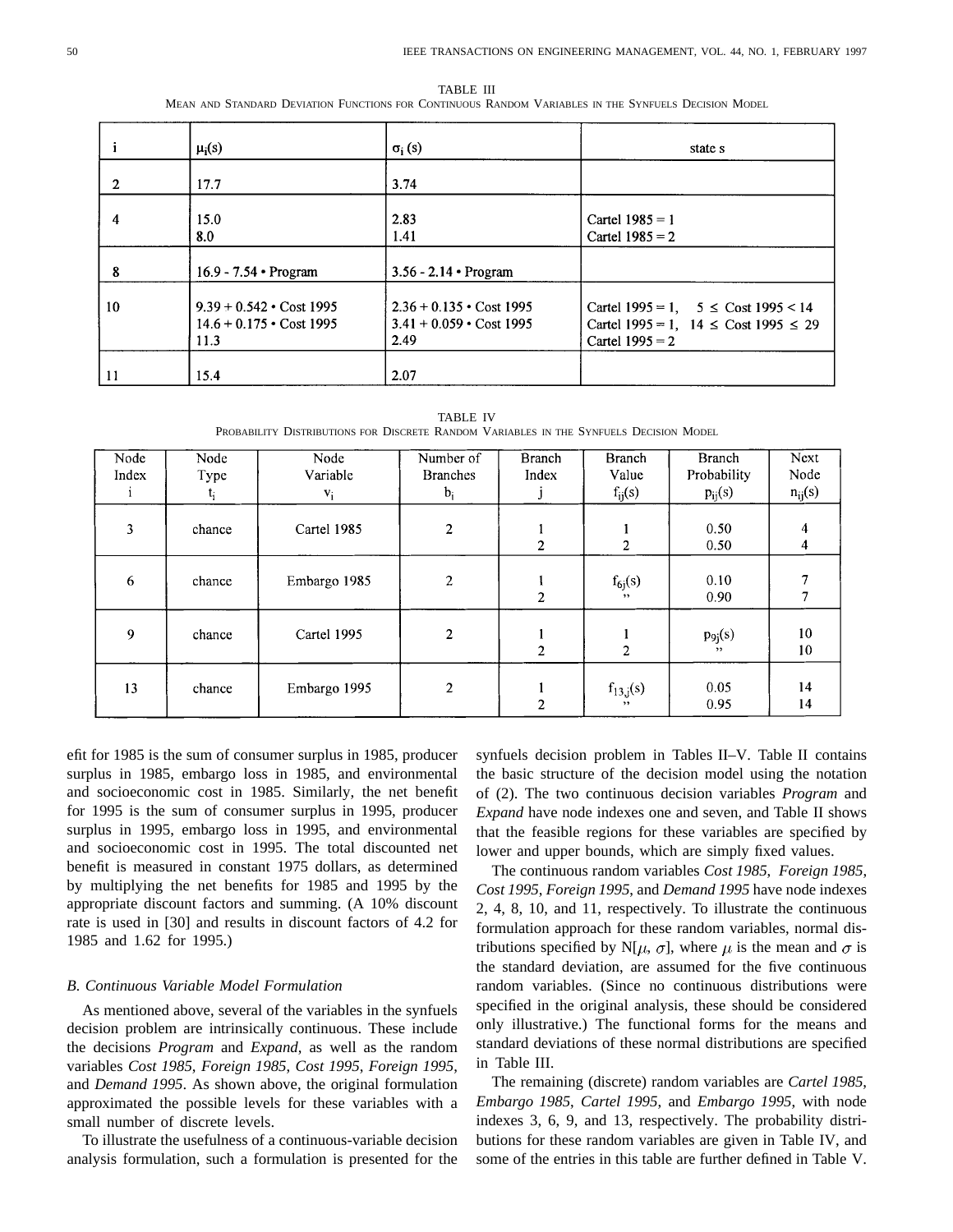TABLE III
MEAN AND STANDARD DEVIATION FUNCTIONS FOR CONTINUOUS RANDOM VARIABLES IN THE SYNFUELS DECISION MODEL

| i | $\mu_i(s)$ | $\sigma_i(s)$ | state s |
|---|---|---|---|
| 2 | 17.7 | 3.74 | |
| 4 | 15.0<br>8.0 | 2.83<br>1.41 | Cartel 1985 = 1<br>Cartel 1985 = 2 |
| 8 | 16.9 - 7.54 • Program | 3.56 - 2.14 • Program | |
| 10 | 9.39 + 0.542 • Cost 1995<br>14.6 + 0.175 • Cost 1995<br>11.3 | 2.36 + 0.135 • Cost 1995<br>3.41 + 0.059 • Cost 1995<br>2.49 | Cartel 1995 = 1, $5 \leq$ Cost 1995 < 14<br>Cartel 1995 = 1, $14 \leq$ Cost 1995 $\leq$ 29<br>Cartel 1995 = 2 |
| 11 | 15.4 | 2.07 | |

TABLE IV
PROBABILITY DISTRIBUTIONS FOR DISCRETE RANDOM VARIABLES IN THE SYNFUELS DECISION MODEL

| Node Index i | Node Type $t_i$ | Node Variable $v_i$ | Number of Branches $b_i$ | Branch Index j | Branch Value $f_{ij}(s)$ | Branch Probability $p_{ij}(s)$ | Next Node $n_{ij}(s)$ |
|---|---|---|---|---|---|---|---|
| 3 | chance | Cartel 1985 | 2 | 1<br>2 | 1<br>2 | 0.50<br>0.50 | 4<br>4 |
| 6 | chance | Embargo 1985 | 2 | 1<br>2 | $f_{6j}(s)$<br>" | 0.10<br>0.90 | 7<br>7 |
| 9 | chance | Cartel 1995 | 2 | 1<br>2 | 1<br>2 | $p_{9j}(s)$<br>" | 10<br>10 |
| 13 | chance | Embargo 1995 | 2 | 1<br>2 | $f_{13,j}(s)$<br>" | 0.05<br>0.95 | 14<br>14 |

efit for 1985 is the sum of consumer surplus in 1985, producer surplus in 1985, embargo loss in 1985, and environmental and socioeconomic cost in 1985. Similarly, the net benefit for 1995 is the sum of consumer surplus in 1995, producer surplus in 1995, embargo loss in 1995, and environmental and socioeconomic cost in 1995. The total discounted net benefit is measured in constant 1975 dollars, as determined by multiplying the net benefits for 1985 and 1995 by the appropriate discount factors and summing. (A 10% discount rate is used in [30] and results in discount factors of 4.2 for 1985 and 1.62 for 1995.)

### B. Continuous Variable Model Formulation

As mentioned above, several of the variables in the synfuels decision problem are intrinsically continuous. These include the decisions *Program* and *Expand*, as well as the random variables *Cost 1985*, *Foreign 1985*, *Cost 1995*, *Foreign 1995*, and *Demand 1995*. As shown above, the original formulation approximated the possible levels for these variables with a small number of discrete levels.

To illustrate the usefulness of a continuous-variable decision analysis formulation, such a formulation is presented for the synfuels decision problem in Tables II–V. Table II contains the basic structure of the decision model using the notation of (2). The two continuous decision variables *Program* and *Expand* have node indexes one and seven, and Table II shows that the feasible regions for these variables are specified by lower and upper bounds, which are simply fixed values.

The continuous random variables *Cost 1985*, *Foreign 1985*, *Cost 1995*, *Foreign 1995*, and *Demand 1995* have node indexes 2, 4, 8, 10, and 11, respectively. To illustrate the continuous formulation approach for these random variables, normal distributions specified by N[$\mu$, $\sigma$], where $\mu$ is the mean and $\sigma$ is the standard deviation, are assumed for the five continuous random variables. (Since no continuous distributions were specified in the original analysis, these should be considered only illustrative.) The functional forms for the means and standard deviations of these normal distributions are specified in Table III.

The remaining (discrete) random variables are *Cartel 1985*, *Embargo 1985*, *Cartel 1995*, and *Embargo 1995*, with node indexes 3, 6, 9, and 13, respectively. The probability distributions for these random variables are given in Table IV, and some of the entries in this table are further defined in Table V.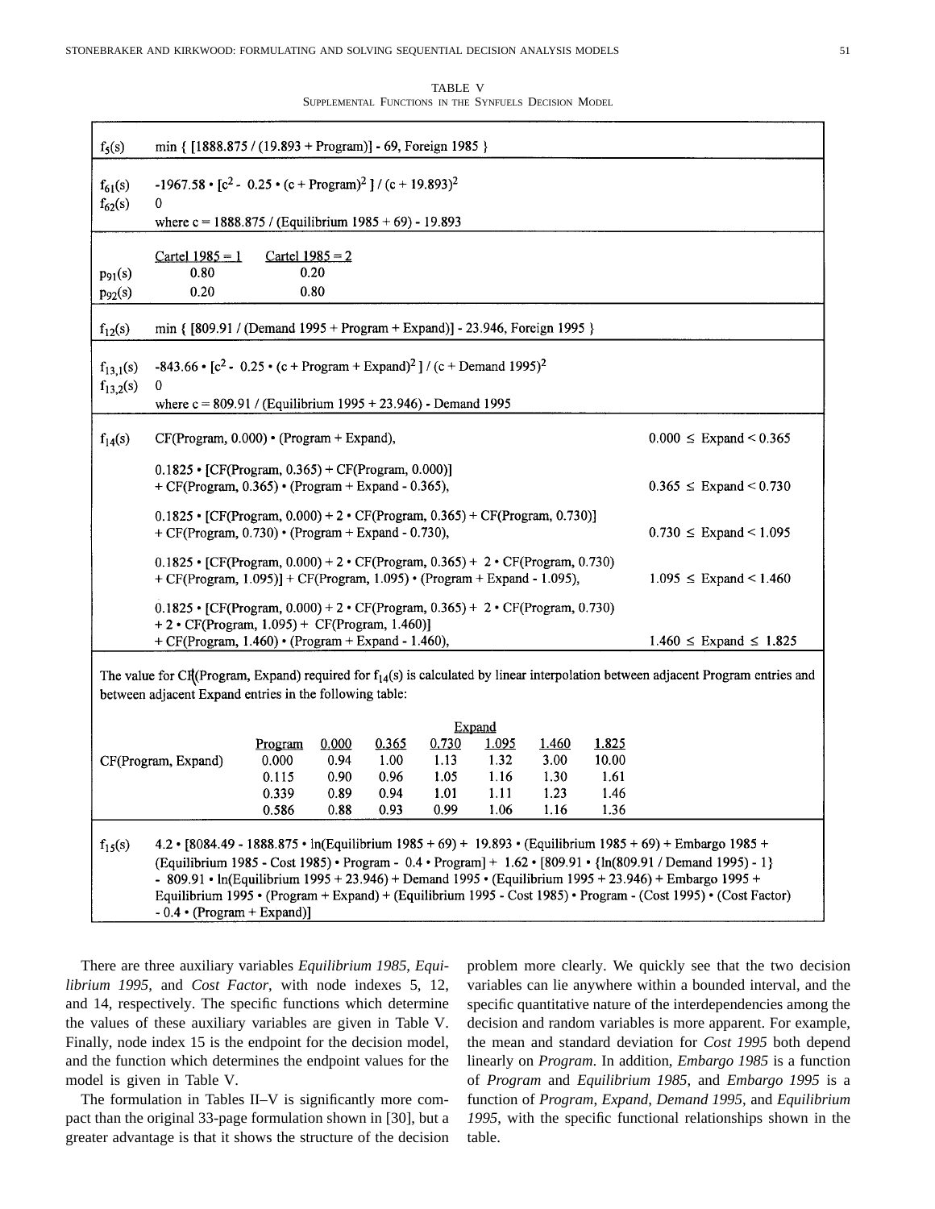TABLE V
SUPPLEMENTAL FUNCTIONS IN THE SYNFUELS DECISION MODEL

| | |
|---|---|
| $f_5(s)$ | min { [1888.875 / (19.893 + Program)] - 69, Foreign 1985 } |
| $f_{61}(s)$ <br> $f_{62}(s)$ | $-1967.58 \cdot [c^2 - 0.25 \cdot (c + \text{Program})^2] / (c + 19.893)^2$ <br> 0 <br> where c = 1888.875 / (Equilibrium 1985 + 69) - 19.893 |
| | Cartel 1985 = 1 / Cartel 1985 = 2 <br> $p_{91}(s)$: 0.80 / 0.20 <br> $p_{92}(s)$: 0.20 / 0.80 |
| $f_{12}(s)$ | min { [809.91 / (Demand 1995 + Program + Expand)] - 23.946, Foreign 1995 } |
| $f_{13,1}(s)$ <br> $f_{13,2}(s)$ | $-843.66 \cdot [c^2 - 0.25 \cdot (c + \text{Program} + \text{Expand})^2] / (c + \text{Demand 1995})^2$ <br> 0 <br> where c = 809.91 / (Equilibrium 1995 + 23.946) - Demand 1995 |

$f_{14}(s)$:

| Expression | Range |
|---|---|
| CF(Program, 0.000) • (Program + Expand), | 0.000 ≤ Expand < 0.365 |
| 0.1825 • [CF(Program, 0.365) + CF(Program, 0.000)] + CF(Program, 0.365) • (Program + Expand - 0.365), | 0.365 ≤ Expand < 0.730 |
| 0.1825 • [CF(Program, 0.000) + 2 • CF(Program, 0.365) + CF(Program, 0.730)] + CF(Program, 0.730) • (Program + Expand - 0.730), | 0.730 ≤ Expand < 1.095 |
| 0.1825 • [CF(Program, 0.000) + 2 • CF(Program, 0.365) + 2 • CF(Program, 0.730) + CF(Program, 1.095)] + CF(Program, 1.095) • (Program + Expand - 1.095), | 1.095 ≤ Expand < 1.460 |
| 0.1825 • [CF(Program, 0.000) + 2 • CF(Program, 0.365) + 2 • CF(Program, 0.730) + 2 • CF(Program, 1.095) + CF(Program, 1.460)] + CF(Program, 1.460) • (Program + Expand - 1.460), | 1.460 ≤ Expand ≤ 1.825 |

The value for CF(Program, Expand) required for $f_{14}(s)$ is calculated by linear interpolation between adjacent Program entries and between adjacent Expand entries in the following table:

| CF(Program, Expand) | | Expand | | | | | |
|---|---|---|---|---|---|---|---|
| | Program | 0.000 | 0.365 | 0.730 | 1.095 | 1.460 | 1.825 |
| | 0.000 | 0.94 | 1.00 | 1.13 | 1.32 | 3.00 | 10.00 |
| | 0.115 | 0.90 | 0.96 | 1.05 | 1.16 | 1.30 | 1.61 |
| | 0.339 | 0.89 | 0.94 | 1.01 | 1.11 | 1.23 | 1.46 |
| | 0.586 | 0.88 | 0.93 | 0.99 | 1.06 | 1.16 | 1.36 |

$f_{15}(s)$: 4.2 • [8084.49 - 1888.875 • ln(Equilibrium 1985 + 69) + 19.893 • (Equilibrium 1985 + 69) + Embargo 1985 + (Equilibrium 1985 - Cost 1985) • Program - 0.4 • Program] + 1.62 • [809.91 • {ln(809.91 / Demand 1995) - 1} - 809.91 • ln(Equilibrium 1995 + 23.946) + Demand 1995 • (Equilibrium 1995 + 23.946) + Embargo 1995 + Equilibrium 1995 • (Program + Expand) + (Equilibrium 1995 - Cost 1985) • Program - (Cost 1995) • (Cost Factor) - 0.4 • (Program + Expand)]

There are three auxiliary variables *Equilibrium 1985, Equilibrium 1995,* and *Cost Factor,* with node indexes 5, 12, and 14, respectively. The specific functions which determine the values of these auxiliary variables are given in Table V. Finally, node index 15 is the endpoint for the decision model, and the function which determines the endpoint values for the model is given in Table V.

The formulation in Tables II–V is significantly more compact than the original 33-page formulation shown in [30], but a greater advantage is that it shows the structure of the decision problem more clearly. We quickly see that the two decision variables can lie anywhere within a bounded interval, and the specific quantitative nature of the interdependencies among the decision and random variables is more apparent. For example, the mean and standard deviation for *Cost 1995* both depend linearly on *Program*. In addition, *Embargo 1985* is a function of *Program* and *Equilibrium 1985,* and *Embargo 1995* is a function of *Program, Expand, Demand 1995,* and *Equilibrium 1995*, with the specific functional relationships shown in the table.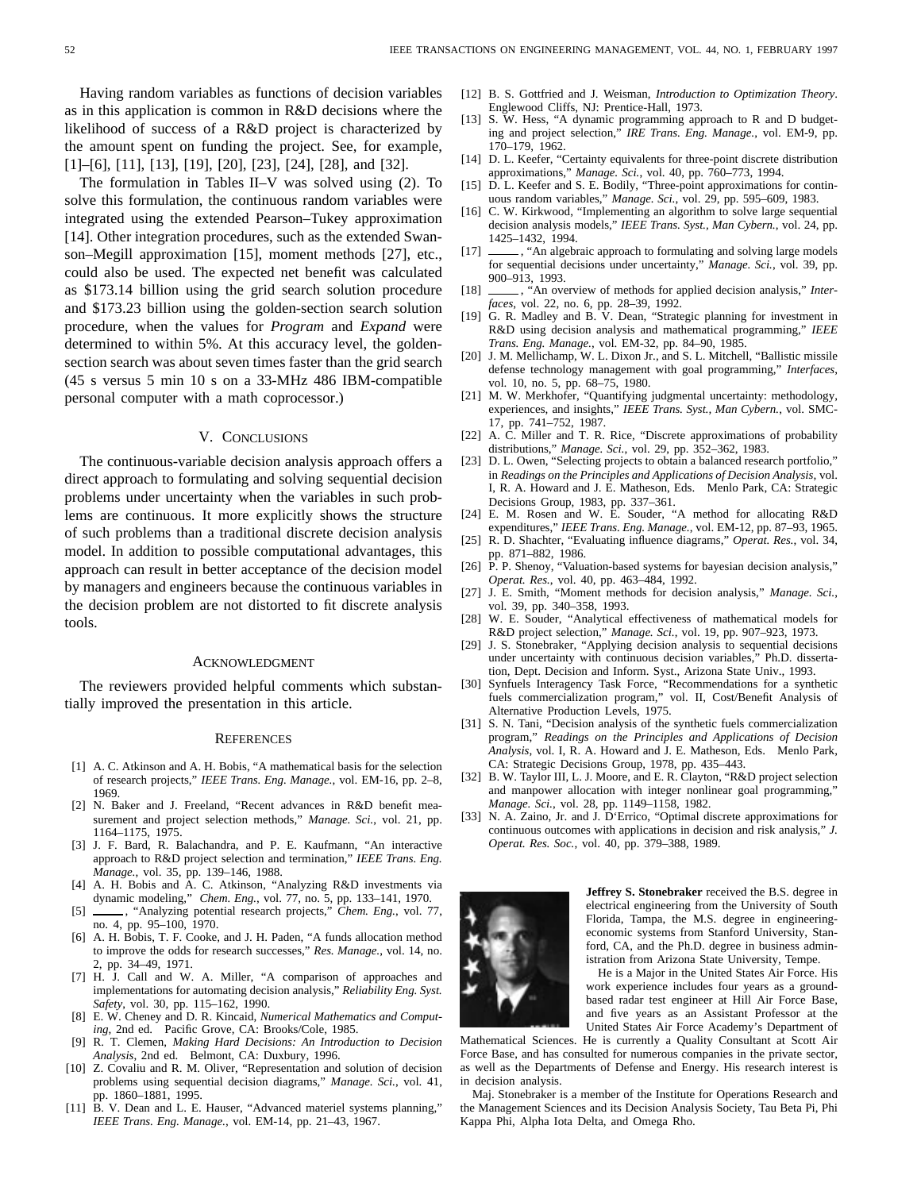Having random variables as functions of decision variables as in this application is common in R&D decisions where the likelihood of success of a R&D project is characterized by the amount spent on funding the project. See, for example, [1]–[6], [11], [13], [19], [20], [23], [24], [28], and [32].

The formulation in Tables II–V was solved using (2). To solve this formulation, the continuous random variables were integrated using the extended Pearson–Tukey approximation [14]. Other integration procedures, such as the extended Swanson–Megill approximation [15], moment methods [27], etc., could also be used. The expected net benefit was calculated as \$173.14 billion using the grid search solution procedure and \$173.23 billion using the golden-section search solution procedure, when the values for *Program* and *Expand* were determined to within 5%. At this accuracy level, the golden-section search was about seven times faster than the grid search (45 s versus 5 min 10 s on a 33-MHz 486 IBM-compatible personal computer with a math coprocessor.)

## V. Conclusions

The continuous-variable decision analysis approach offers a direct approach to formulating and solving sequential decision problems under uncertainty when the variables in such problems are continuous. It more explicitly shows the structure of such problems than a traditional discrete decision analysis model. In addition to possible computational advantages, this approach can result in better acceptance of the decision model by managers and engineers because the continuous variables in the decision problem are not distorted to fit discrete analysis tools.

## Acknowledgment

The reviewers provided helpful comments which substantially improved the presentation in this article.

## References

[1] A. C. Atkinson and A. H. Bobis, "A mathematical basis for the selection of research projects," *IEEE Trans. Eng. Manage.*, vol. EM-16, pp. 2–8, 1969.

[2] N. Baker and J. Freeland, "Recent advances in R&D benefit measurement and project selection methods," *Manage. Sci.*, vol. 21, pp. 1164–1175, 1975.

[3] J. F. Bard, R. Balachandra, and P. E. Kaufmann, "An interactive approach to R&D project selection and termination," *IEEE Trans. Eng. Manage.*, vol. 35, pp. 139–146, 1988.

[4] A. H. Bobis and A. C. Atkinson, "Analyzing R&D investments via dynamic modeling," *Chem. Eng.*, vol. 77, no. 5, pp. 133–141, 1970.

[5] ——, "Analyzing potential research projects," *Chem. Eng.*, vol. 77, no. 4, pp. 95–100, 1970.

[6] A. H. Bobis, T. F. Cooke, and J. H. Paden, "A funds allocation method to improve the odds for research successes," *Res. Manage.*, vol. 14, no. 2, pp. 34–49, 1971.

[7] H. J. Call and W. A. Miller, "A comparison of approaches and implementations for automating decision analysis," *Reliability Eng. Syst. Safety*, vol. 30, pp. 115–162, 1990.

[8] E. W. Cheney and D. R. Kincaid, *Numerical Mathematics and Computing*, 2nd ed. Pacific Grove, CA: Brooks/Cole, 1985.

[9] R. T. Clemen, *Making Hard Decisions: An Introduction to Decision Analysis*, 2nd ed. Belmont, CA: Duxbury, 1996.

[10] Z. Covaliu and R. M. Oliver, "Representation and solution of decision problems using sequential decision diagrams," *Manage. Sci.*, vol. 41, pp. 1860–1881, 1995.

[11] B. V. Dean and L. E. Hauser, "Advanced materiel systems planning," *IEEE Trans. Eng. Manage.*, vol. EM-14, pp. 21–43, 1967.

[12] B. S. Gottfried and J. Weisman, *Introduction to Optimization Theory*. Englewood Cliffs, NJ: Prentice-Hall, 1973.

[13] S. W. Hess, "A dynamic programming approach to R and D budgeting and project selection," *IRE Trans. Eng. Manage.*, vol. EM-9, pp. 170–179, 1962.

[14] D. L. Keefer, "Certainty equivalents for three-point discrete distribution approximations," *Manage. Sci.*, vol. 40, pp. 760–773, 1994.

[15] D. L. Keefer and S. E. Bodily, "Three-point approximations for continuous random variables," *Manage. Sci.*, vol. 29, pp. 595–609, 1983.

[16] C. W. Kirkwood, "Implementing an algorithm to solve large sequential decision analysis models," *IEEE Trans. Syst., Man Cybern.*, vol. 24, pp. 1425–1432, 1994.

[17] ——, "An algebraic approach to formulating and solving large models for sequential decisions under uncertainty," *Manage. Sci.*, vol. 39, pp. 900–913, 1993.

[18] ——, "An overview of methods for applied decision analysis," *Interfaces*, vol. 22, no. 6, pp. 28–39, 1992.

[19] G. R. Madley and B. V. Dean, "Strategic planning for investment in R&D using decision analysis and mathematical programming," *IEEE Trans. Eng. Manage.*, vol. EM-32, pp. 84–90, 1985.

[20] J. M. Mellichamp, W. L. Dixon Jr., and S. L. Mitchell, "Ballistic missile defense technology management with goal programming," *Interfaces*, vol. 10, no. 5, pp. 68–75, 1980.

[21] M. W. Merkhofer, "Quantifying judgmental uncertainty: methodology, experiences, and insights," *IEEE Trans. Syst., Man Cybern.*, vol. SMC-17, pp. 741–752, 1987.

[22] A. C. Miller and T. R. Rice, "Discrete approximations of probability distributions," *Manage. Sci.*, vol. 29, pp. 352–362, 1983.

[23] D. L. Owen, "Selecting projects to obtain a balanced research portfolio," in *Readings on the Principles and Applications of Decision Analysis*, vol. I, R. A. Howard and J. E. Matheson, Eds. Menlo Park, CA: Strategic Decisions Group, 1983, pp. 337–361.

[24] E. M. Rosen and W. E. Souder, "A method for allocating R&D expenditures," *IEEE Trans. Eng. Manage.*, vol. EM-12, pp. 87–93, 1965.

[25] R. D. Shachter, "Evaluating influence diagrams," *Operat. Res.*, vol. 34, pp. 871–882, 1986.

[26] P. P. Shenoy, "Valuation-based systems for bayesian decision analysis," *Operat. Res.*, vol. 40, pp. 463–484, 1992.

[27] J. E. Smith, "Moment methods for decision analysis," *Manage. Sci.*, vol. 39, pp. 340–358, 1993.

[28] W. E. Souder, "Analytical effectiveness of mathematical models for R&D project selection," *Manage. Sci.*, vol. 19, pp. 907–923, 1973.

[29] J. S. Stonebraker, "Applying decision analysis to sequential decisions under uncertainty with continuous decision variables," Ph.D. dissertation, Dept. Decision and Inform. Syst., Arizona State Univ., 1993.

[30] Synfuels Interagency Task Force, "Recommendations for a synthetic fuels commercialization program," vol. II, Cost/Benefit Analysis of Alternative Production Levels, 1975.

[31] S. N. Tani, "Decision analysis of the synthetic fuels commercialization program," *Readings on the Principles and Applications of Decision Analysis*, vol. I, R. A. Howard and J. E. Matheson, Eds. Menlo Park, CA: Strategic Decisions Group, 1978, pp. 435–443.

[32] B. W. Taylor III, L. J. Moore, and E. R. Clayton, "R&D project selection and manpower allocation with integer nonlinear goal programming," *Manage. Sci.*, vol. 28, pp. 1149–1158, 1982.

[33] N. A. Zaino, Jr. and J. D'Errico, "Optimal discrete approximations for continuous outcomes with applications in decision and risk analysis," *J. Operat. Res. Soc.*, vol. 40, pp. 379–388, 1989.

**Jeffrey S. Stonebraker** received the B.S. degree in electrical engineering from the University of South Florida, Tampa, the M.S. degree in engineering-economic systems from Stanford University, Stanford, CA, and the Ph.D. degree in business administration from Arizona State University, Tempe.

He is a Major in the United States Air Force. His work experience includes four years as a ground-based radar test engineer at Hill Air Force Base, and five years as an Assistant Professor at the United States Air Force Academy's Department of Mathematical Sciences. He is currently a Quality Consultant at Scott Air Force Base, and has consulted for numerous companies in the private sector, as well as the Departments of Defense and Energy. His research interest is in decision analysis.

Maj. Stonebraker is a member of the Institute for Operations Research and the Management Sciences and its Decision Analysis Society, Tau Beta Pi, Phi Kappa Phi, Alpha Iota Delta, and Omega Rho.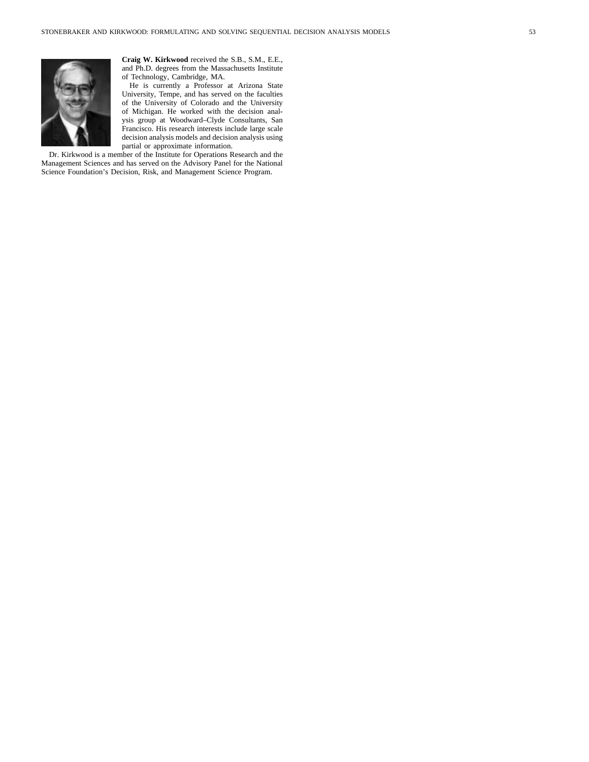**Craig W. Kirkwood** received the S.B., S.M., E.E., and Ph.D. degrees from the Massachusetts Institute of Technology, Cambridge, MA.

He is currently a Professor at Arizona State University, Tempe, and has served on the faculties of the University of Colorado and the University of Michigan. He worked with the decision analysis group at Woodward–Clyde Consultants, San Francisco. His research interests include large scale decision analysis models and decision analysis using partial or approximate information.

Dr. Kirkwood is a member of the Institute for Operations Research and the Management Sciences and has served on the Advisory Panel for the National Science Foundation's Decision, Risk, and Management Science Program.